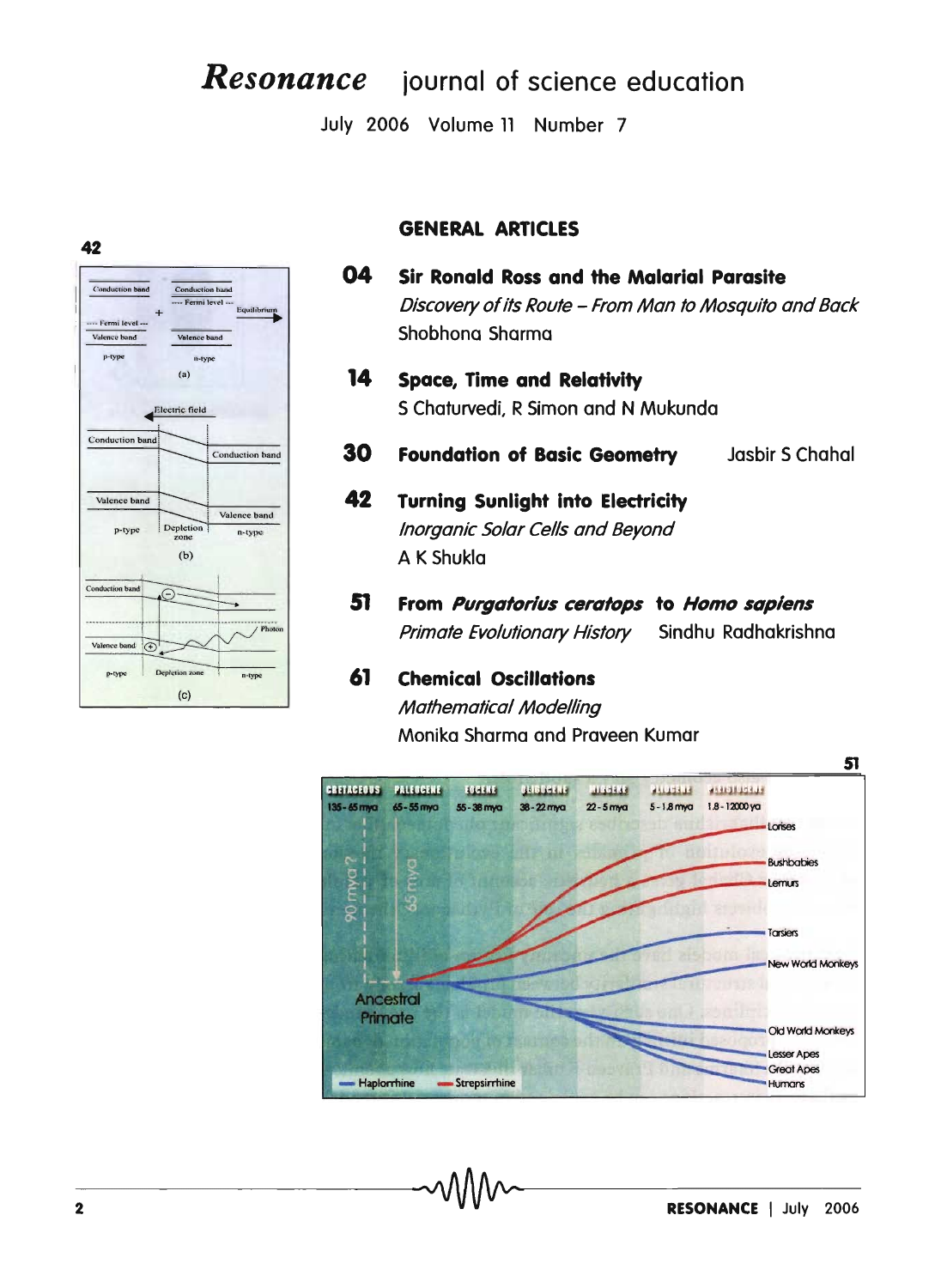# *Resonance* journal of science education

July 2006 Volume 11 Number 7

## GENERAL ARTICLES

**04** **Sir Ronald Ross and the Malarial Parasite**
*Discovery of its Route – From Man to Mosquito and Back*
Shobhona Sharma

**14** **Space, Time and Relativity**
S Chaturvedi, R Simon and N Mukunda

**30** **Foundation of Basic Geometry** Jasbir S Chahal

**42** **Turning Sunlight into Electricity**
*Inorganic Solar Cells and Beyond*
A K Shukla

**51** **From *Purgatorius ceratops* to *Homo sapiens***
*Primate Evolutionary History* Sindhu Radhakrishna

**61** **Chemical Oscillations**
*Mathematical Modelling*
Monika Sharma and Praveen Kumar

42

51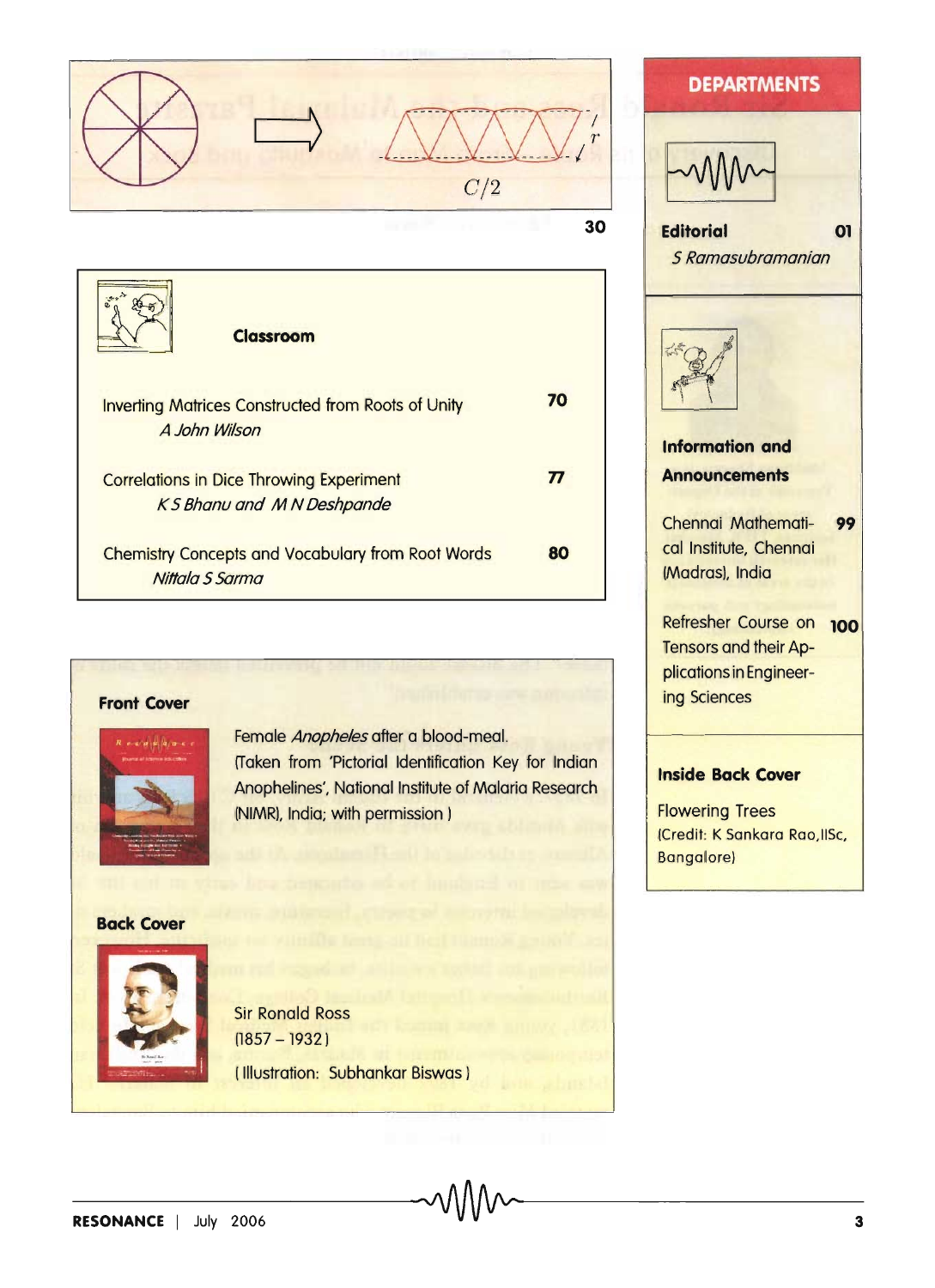$C/2$

30

## Classroom

Inverting Matrices Constructed from Roots of Unity 70
*A John Wilson*

Correlations in Dice Throwing Experiment 77
*K S Bhanu and M N Deshpande*

Chemistry Concepts and Vocabulary from Root Words 80
*Nittala S Sarma*

## Front Cover

Female *Anopheles* after a blood-meal.
(Taken from 'Pictorial Identification Key for Indian Anophelines', National Institute of Malaria Research (NIMR), India; with permission)

## Back Cover

Sir Ronald Ross
(1857 – 1932)
(Illustration: Subhankar Biswas)

## DEPARTMENTS

**Editorial** 01
*S Ramasubramanian*

**Information and Announcements**

Chennai Mathematical Institute, Chennai (Madras), India 99

Refresher Course on Tensors and their Applications in Engineering Sciences 100

**Inside Back Cover**

Flowering Trees
(Credit: K Sankara Rao, IISc, Bangalore)